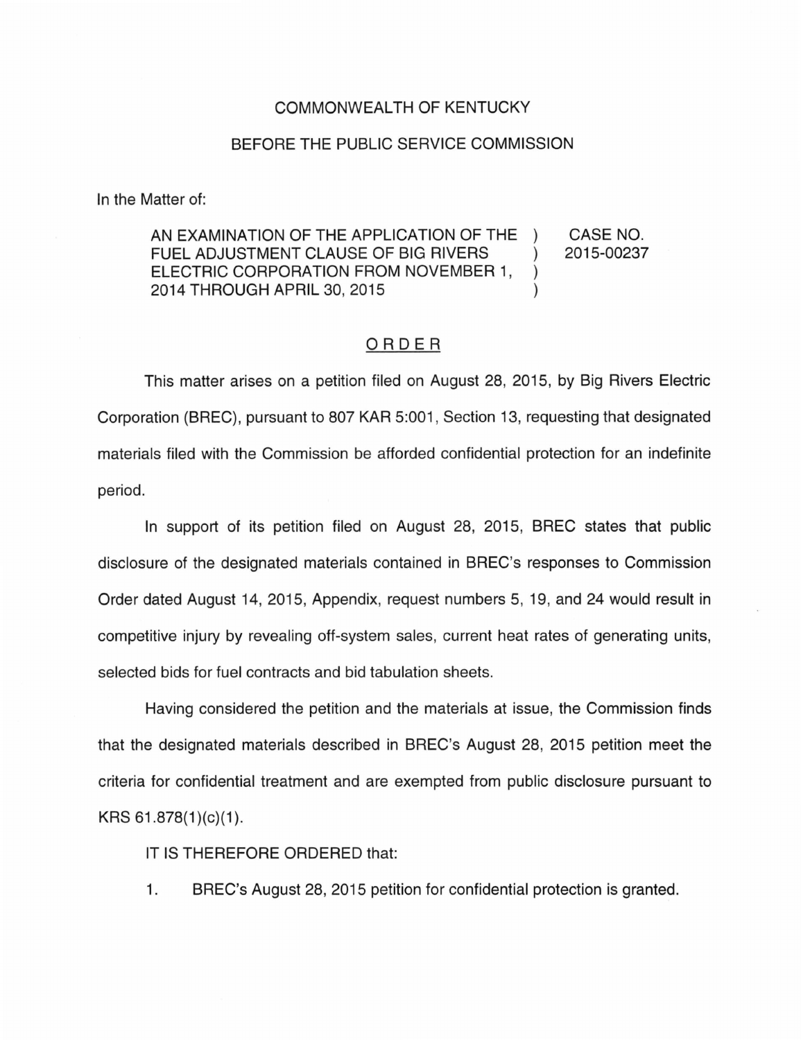COMMONWEALTH OF KENTUCKY

BEFORE THE PUBLIC SERVICE COMMISSION

In the Matter of:

| | | |
|---|---|---|
| AN EXAMINATION OF THE APPLICATION OF THE FUEL ADJUSTMENT CLAUSE OF BIG RIVERS ELECTRIC CORPORATION FROM NOVEMBER 1, 2014 THROUGH APRIL 30, 2015 | ) ) ) ) | CASE NO. 2015-00237 |

## ORDER

This matter arises on a petition filed on August 28, 2015, by Big Rivers Electric Corporation (BREC), pursuant to 807 KAR 5:001, Section 13, requesting that designated materials filed with the Commission be afforded confidential protection for an indefinite period.

In support of its petition filed on August 28, 2015, BREC states that public disclosure of the designated materials contained in BREC's responses to Commission Order dated August 14, 2015, Appendix, request numbers 5, 19, and 24 would result in competitive injury by revealing off-system sales, current heat rates of generating units, selected bids for fuel contracts and bid tabulation sheets.

Having considered the petition and the materials at issue, the Commission finds that the designated materials described in BREC's August 28, 2015 petition meet the criteria for confidential treatment and are exempted from public disclosure pursuant to KRS 61.878(1)(c)(1).

IT IS THEREFORE ORDERED that:

1. BREC's August 28, 2015 petition for confidential protection is granted.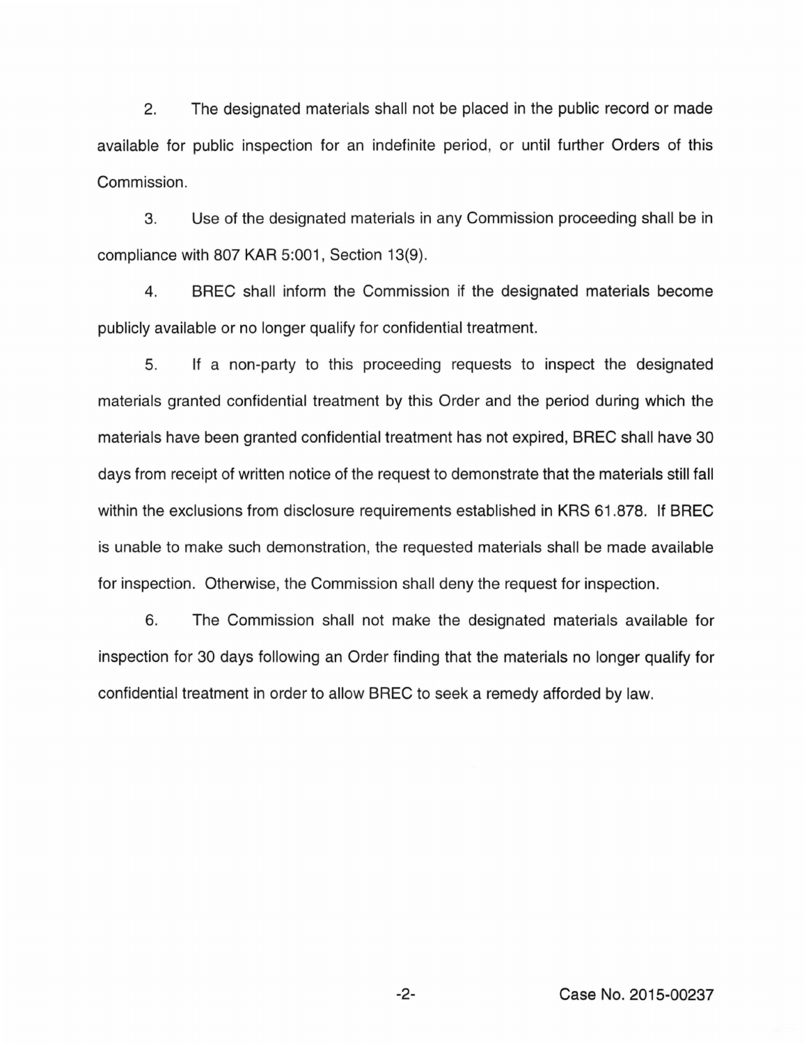2. The designated materials shall not be placed in the public record or made available for public inspection for an indefinite period, or until further Orders of this Commission.

3. Use of the designated materials in any Commission proceeding shall be in compliance with 807 KAR 5:001, Section 13(9).

4. BREC shall inform the Commission if the designated materials become publicly available or no longer qualify for confidential treatment.

5. If a non-party to this proceeding requests to inspect the designated materials granted confidential treatment by this Order and the period during which the materials have been granted confidential treatment has not expired, BREC shall have 30 days from receipt of written notice of the request to demonstrate that the materials still fall within the exclusions from disclosure requirements established in KRS 61.878. If BREC is unable to make such demonstration, the requested materials shall be made available for inspection. Otherwise, the Commission shall deny the request for inspection.

6. The Commission shall not make the designated materials available for inspection for 30 days following an Order finding that the materials no longer qualify for confidential treatment in order to allow BREC to seek a remedy afforded by law.

Case No. 2015-00237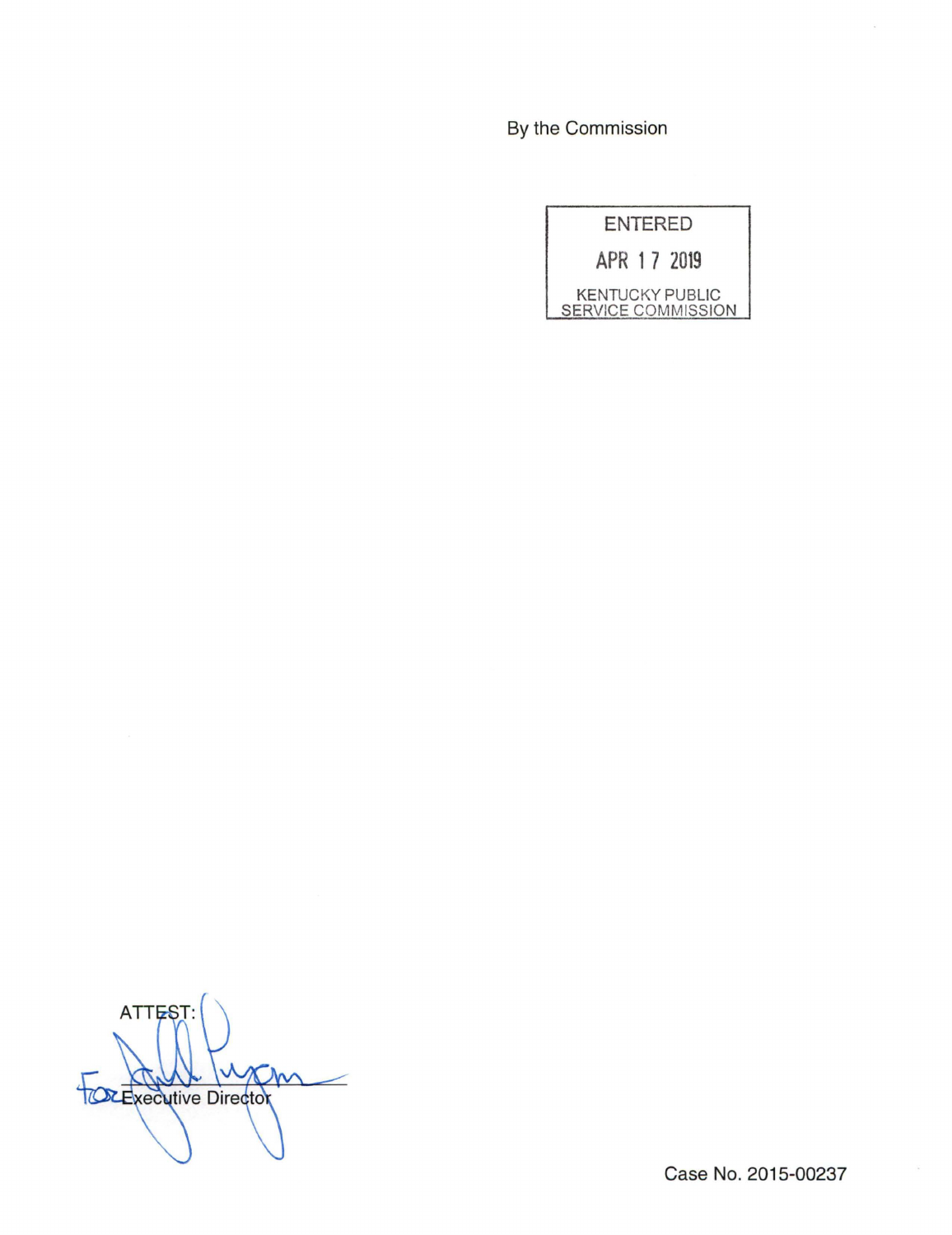By the Commission

ENTERED

APR 17 2019

KENTUCKY PUBLIC SERVICE COMMISSION

ATTEST:

For Executive Director

Case No. 2015-00237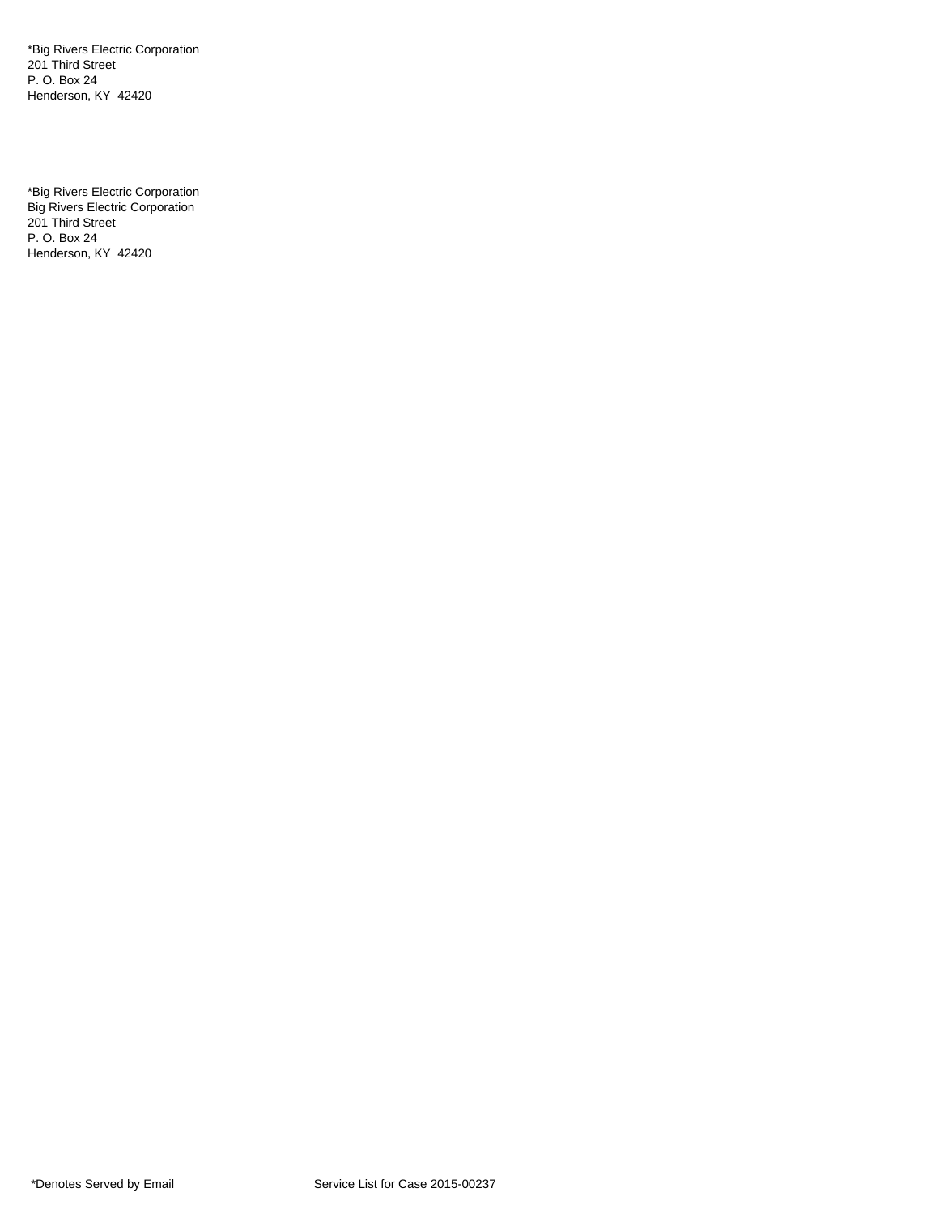*Big Rivers Electric Corporation
201 Third Street
P. O. Box 24
Henderson, KY  42420

*Big Rivers Electric Corporation
Big Rivers Electric Corporation
201 Third Street
P. O. Box 24
Henderson, KY  42420

*Denotes Served by Email

Service List for Case 2015-00237